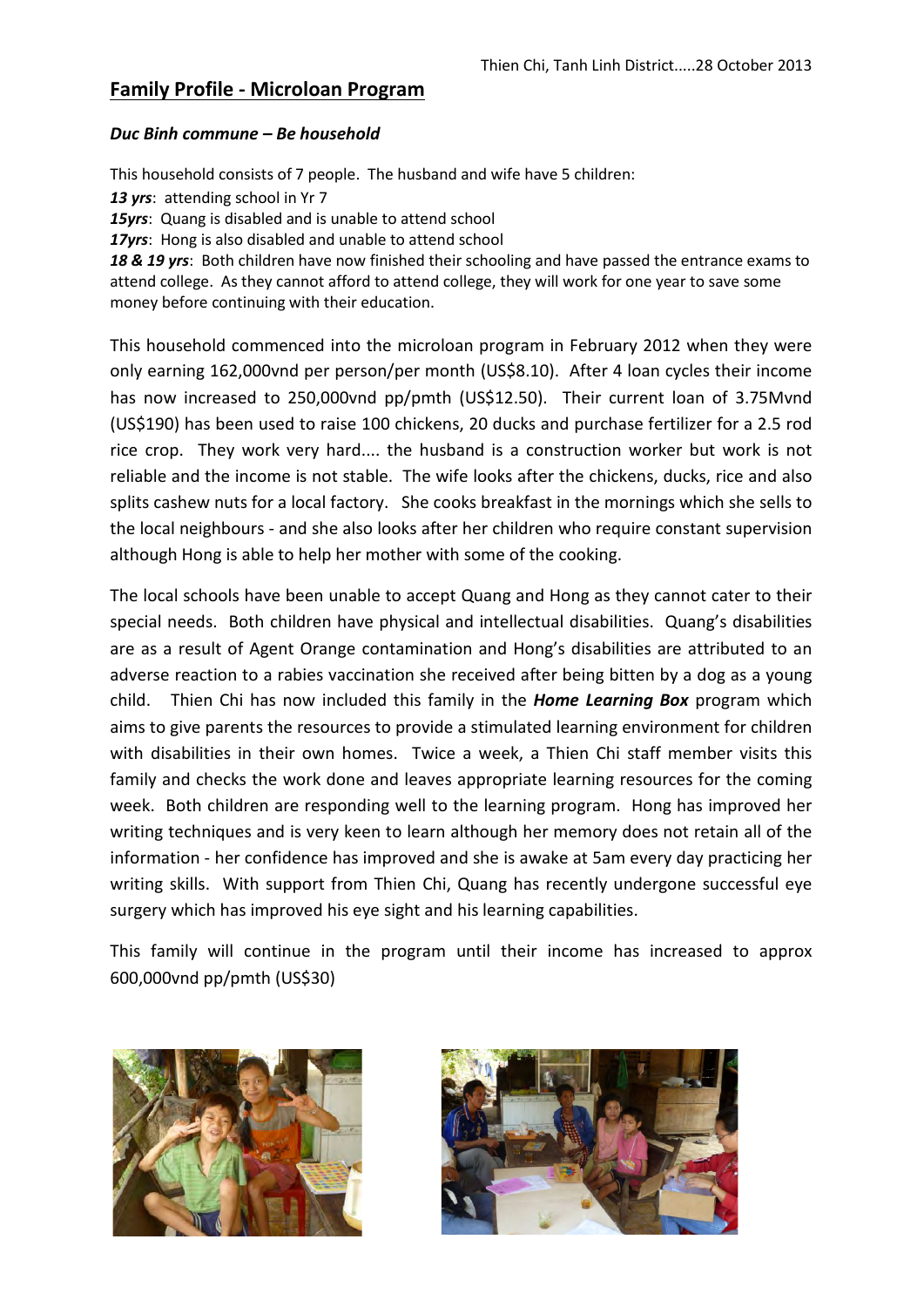Thien Chi, Tanh Linh District.....28 October 2013

## Family Profile - Microloan Program

### *Duc Binh commune – Be household*

This household consists of 7 people. The husband and wife have 5 children:

***13 yrs***: attending school in Yr 7
***15yrs***: Quang is disabled and is unable to attend school
***17yrs***: Hong is also disabled and unable to attend school
***18 & 19 yrs***: Both children have now finished their schooling and have passed the entrance exams to attend college. As they cannot afford to attend college, they will work for one year to save some money before continuing with their education.

This household commenced into the microloan program in February 2012 when they were only earning 162,000vnd per person/per month (US$8.10). After 4 loan cycles their income has now increased to 250,000vnd pp/pmth (US$12.50). Their current loan of 3.75Mvnd (US$190) has been used to raise 100 chickens, 20 ducks and purchase fertilizer for a 2.5 rod rice crop. They work very hard.... the husband is a construction worker but work is not reliable and the income is not stable. The wife looks after the chickens, ducks, rice and also splits cashew nuts for a local factory. She cooks breakfast in the mornings which she sells to the local neighbours - and she also looks after her children who require constant supervision although Hong is able to help her mother with some of the cooking.

The local schools have been unable to accept Quang and Hong as they cannot cater to their special needs. Both children have physical and intellectual disabilities. Quang's disabilities are as a result of Agent Orange contamination and Hong's disabilities are attributed to an adverse reaction to a rabies vaccination she received after being bitten by a dog as a young child. Thien Chi has now included this family in the ***Home Learning Box*** program which aims to give parents the resources to provide a stimulated learning environment for children with disabilities in their own homes. Twice a week, a Thien Chi staff member visits this family and checks the work done and leaves appropriate learning resources for the coming week. Both children are responding well to the learning program. Hong has improved her writing techniques and is very keen to learn although her memory does not retain all of the information - her confidence has improved and she is awake at 5am every day practicing her writing skills. With support from Thien Chi, Quang has recently undergone successful eye surgery which has improved his eye sight and his learning capabilities.

This family will continue in the program until their income has increased to approx 600,000vnd pp/pmth (US$30)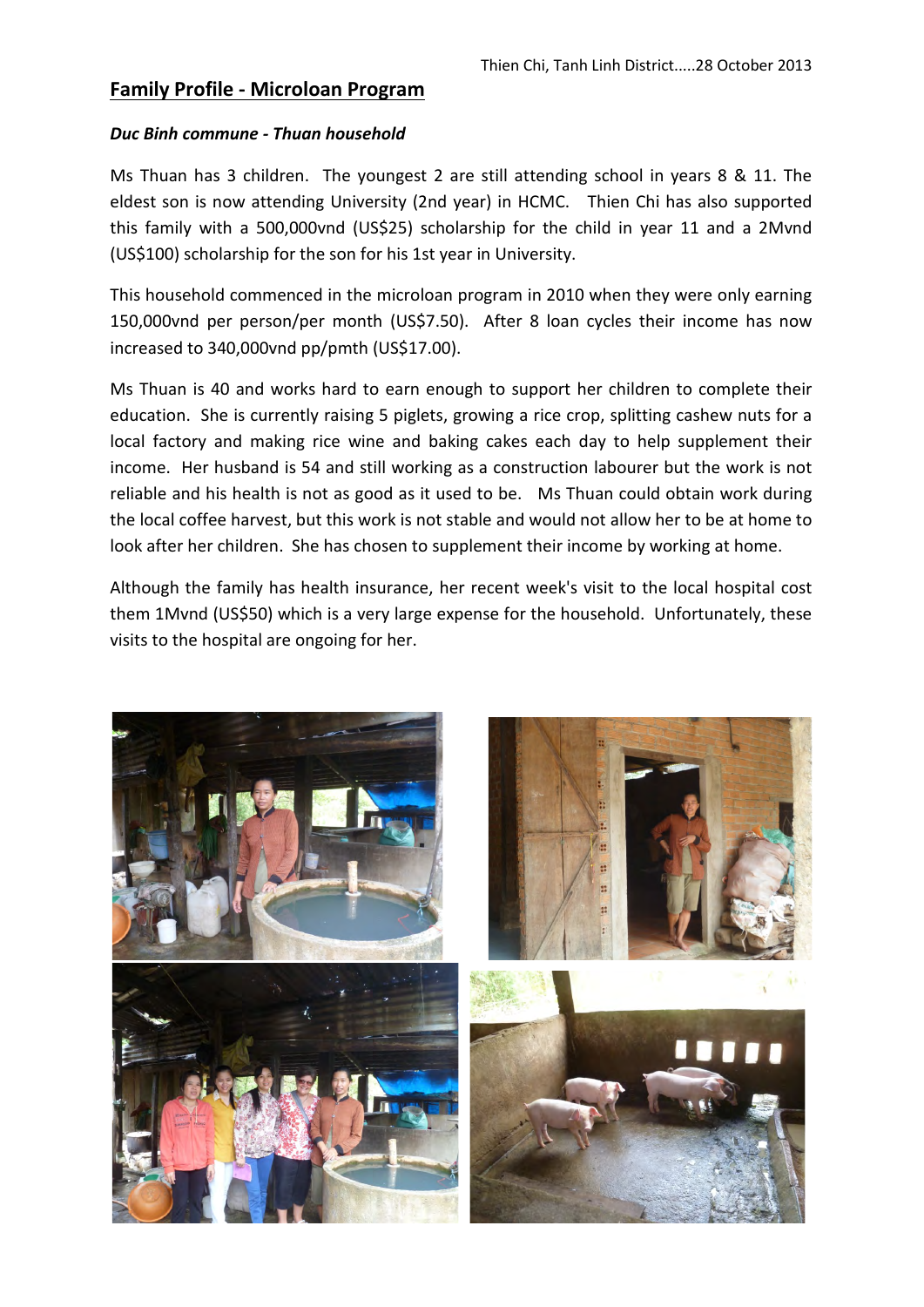Thien Chi, Tanh Linh District.....28 October 2013

## Family Profile - Microloan Program

***Duc Binh commune - Thuan household***

Ms Thuan has 3 children. The youngest 2 are still attending school in years 8 & 11. The eldest son is now attending University (2nd year) in HCMC. Thien Chi has also supported this family with a 500,000vnd (US$25) scholarship for the child in year 11 and a 2Mvnd (US$100) scholarship for the son for his 1st year in University.

This household commenced in the microloan program in 2010 when they were only earning 150,000vnd per person/per month (US$7.50). After 8 loan cycles their income has now increased to 340,000vnd pp/pmth (US$17.00).

Ms Thuan is 40 and works hard to earn enough to support her children to complete their education. She is currently raising 5 piglets, growing a rice crop, splitting cashew nuts for a local factory and making rice wine and baking cakes each day to help supplement their income. Her husband is 54 and still working as a construction labourer but the work is not reliable and his health is not as good as it used to be. Ms Thuan could obtain work during the local coffee harvest, but this work is not stable and would not allow her to be at home to look after her children. She has chosen to supplement their income by working at home.

Although the family has health insurance, her recent week's visit to the local hospital cost them 1Mvnd (US$50) which is a very large expense for the household. Unfortunately, these visits to the hospital are ongoing for her.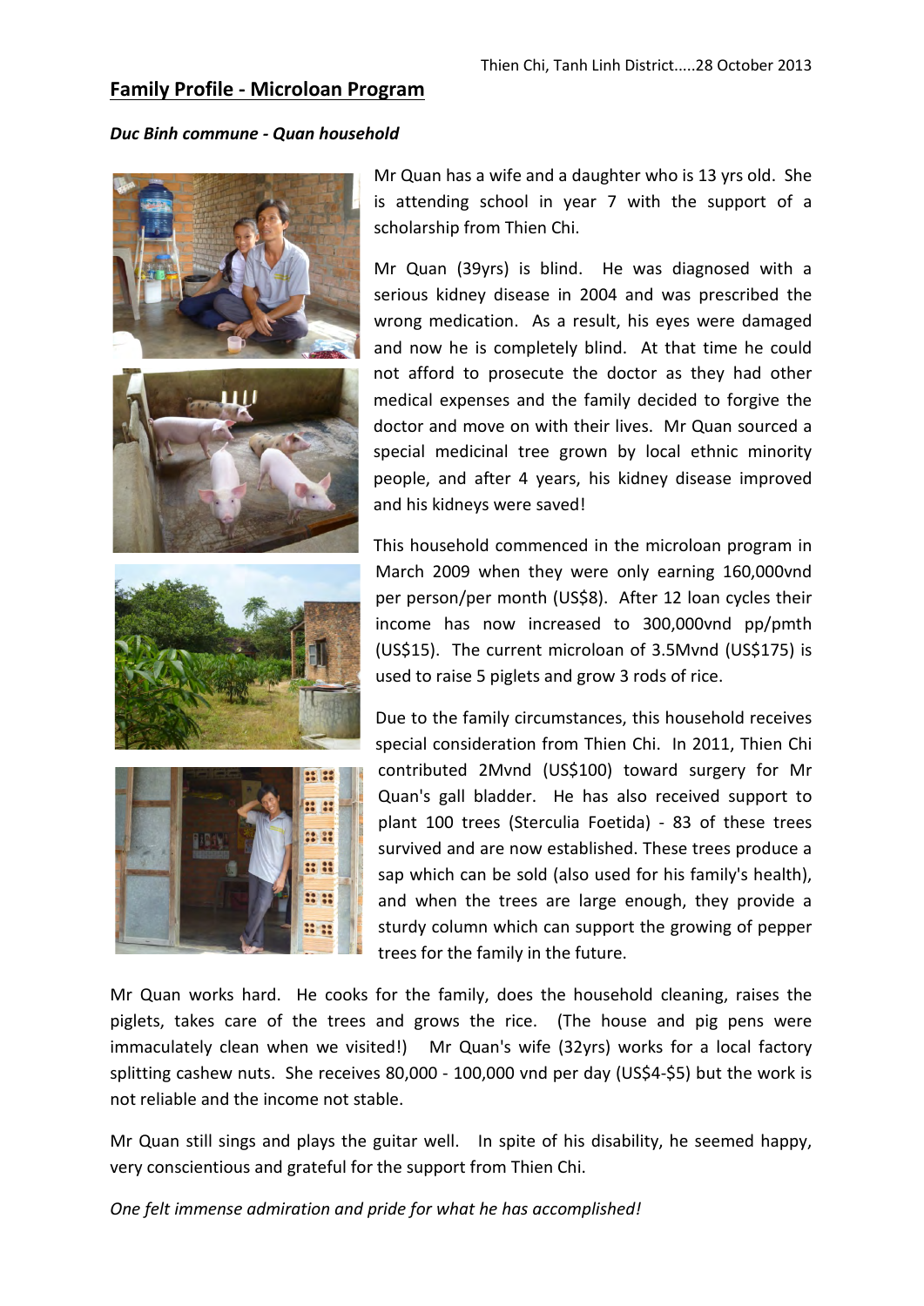Thien Chi, Tanh Linh District.....28 October 2013

## Family Profile - Microloan Program

***Duc Binh commune - Quan household***

Mr Quan has a wife and a daughter who is 13 yrs old. She is attending school in year 7 with the support of a scholarship from Thien Chi.

Mr Quan (39yrs) is blind. He was diagnosed with a serious kidney disease in 2004 and was prescribed the wrong medication. As a result, his eyes were damaged and now he is completely blind. At that time he could not afford to prosecute the doctor as they had other medical expenses and the family decided to forgive the doctor and move on with their lives. Mr Quan sourced a special medicinal tree grown by local ethnic minority people, and after 4 years, his kidney disease improved and his kidneys were saved!

This household commenced in the microloan program in March 2009 when they were only earning 160,000vnd per person/per month (US$8). After 12 loan cycles their income has now increased to 300,000vnd pp/pmth (US$15). The current microloan of 3.5Mvnd (US$175) is used to raise 5 piglets and grow 3 rods of rice.

Due to the family circumstances, this household receives special consideration from Thien Chi. In 2011, Thien Chi contributed 2Mvnd (US$100) toward surgery for Mr Quan's gall bladder. He has also received support to plant 100 trees (Sterculia Foetida) - 83 of these trees survived and are now established. These trees produce a sap which can be sold (also used for his family's health), and when the trees are large enough, they provide a sturdy column which can support the growing of pepper trees for the family in the future.

Mr Quan works hard. He cooks for the family, does the household cleaning, raises the piglets, takes care of the trees and grows the rice. (The house and pig pens were immaculately clean when we visited!) Mr Quan's wife (32yrs) works for a local factory splitting cashew nuts. She receives 80,000 - 100,000 vnd per day (US$4-$5) but the work is not reliable and the income not stable.

Mr Quan still sings and plays the guitar well. In spite of his disability, he seemed happy, very conscientious and grateful for the support from Thien Chi.

*One felt immense admiration and pride for what he has accomplished!*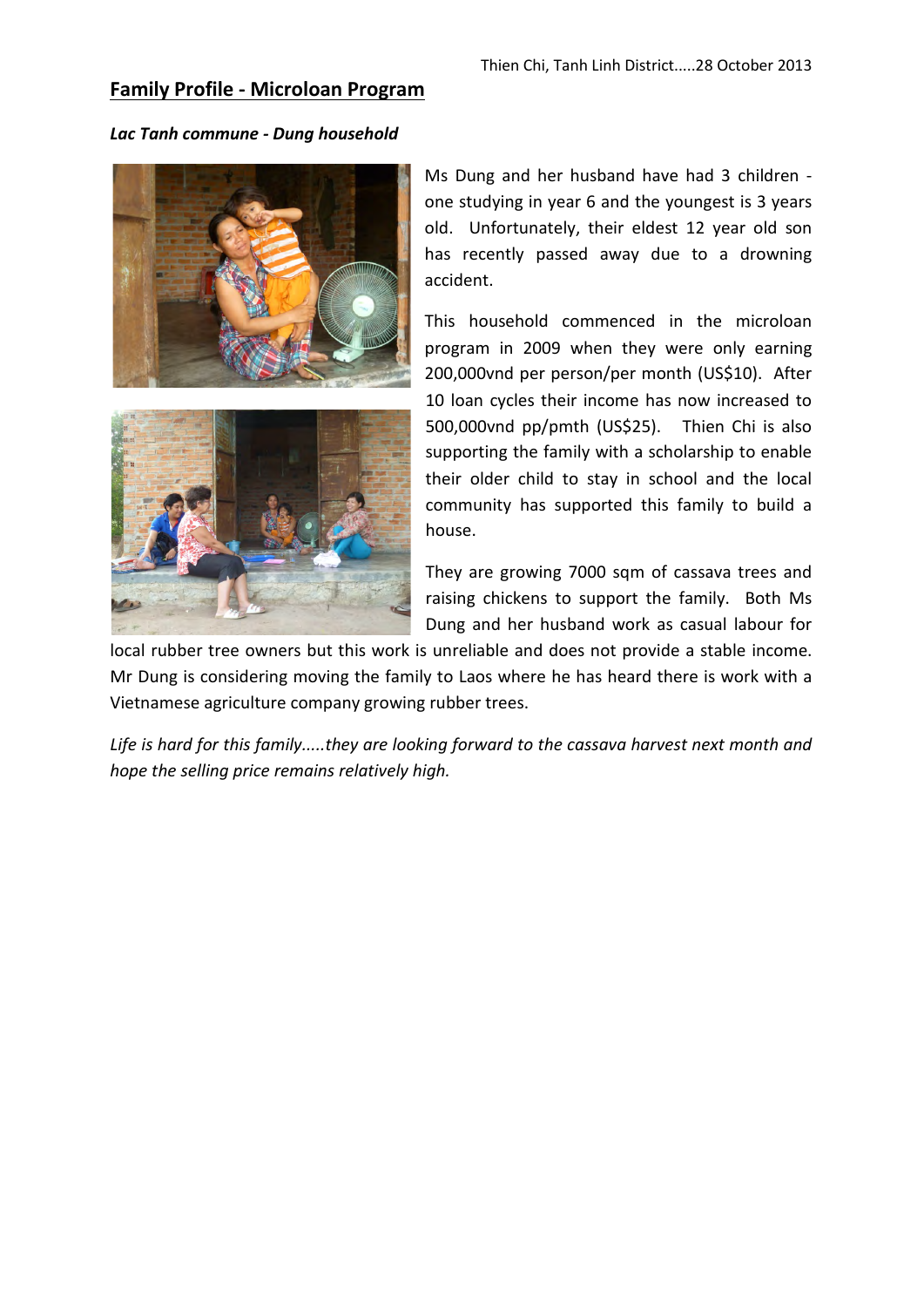Thien Chi, Tanh Linh District.....28 October 2013

## Family Profile - Microloan Program

***Lac Tanh commune - Dung household***

Ms Dung and her husband have had 3 children - one studying in year 6 and the youngest is 3 years old. Unfortunately, their eldest 12 year old son has recently passed away due to a drowning accident.

This household commenced in the microloan program in 2009 when they were only earning 200,000vnd per person/per month (US$10). After 10 loan cycles their income has now increased to 500,000vnd pp/pmth (US$25). Thien Chi is also supporting the family with a scholarship to enable their older child to stay in school and the local community has supported this family to build a house.

They are growing 7000 sqm of cassava trees and raising chickens to support the family. Both Ms Dung and her husband work as casual labour for local rubber tree owners but this work is unreliable and does not provide a stable income. Mr Dung is considering moving the family to Laos where he has heard there is work with a Vietnamese agriculture company growing rubber trees.

*Life is hard for this family.....they are looking forward to the cassava harvest next month and hope the selling price remains relatively high.*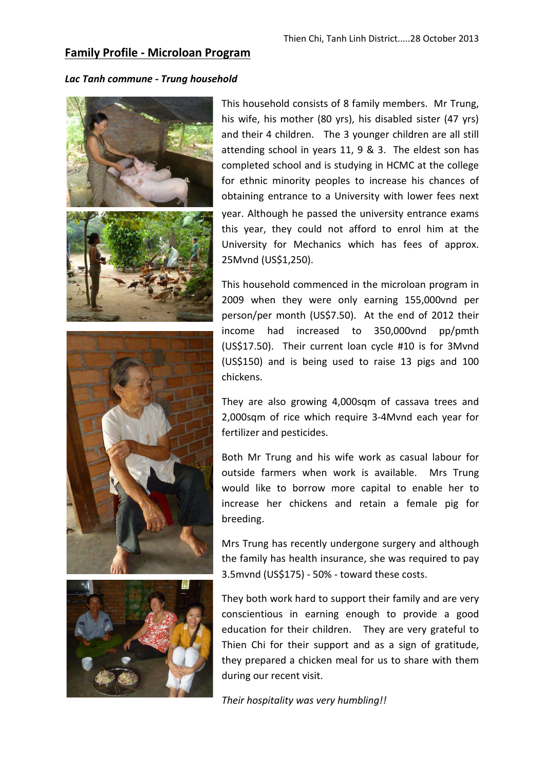Thien Chi, Tanh Linh District.....28 October 2013

## Family Profile - Microloan Program

***Lac Tanh commune - Trung household***

This household consists of 8 family members. Mr Trung, his wife, his mother (80 yrs), his disabled sister (47 yrs) and their 4 children. The 3 younger children are all still attending school in years 11, 9 & 3. The eldest son has completed school and is studying in HCMC at the college for ethnic minority peoples to increase his chances of obtaining entrance to a University with lower fees next year. Although he passed the university entrance exams this year, they could not afford to enrol him at the University for Mechanics which has fees of approx. 25Mvnd (US$1,250).

This household commenced in the microloan program in 2009 when they were only earning 155,000vnd per person/per month (US$7.50). At the end of 2012 their income had increased to 350,000vnd pp/pmth (US$17.50). Their current loan cycle #10 is for 3Mvnd (US$150) and is being used to raise 13 pigs and 100 chickens.

They are also growing 4,000sqm of cassava trees and 2,000sqm of rice which require 3-4Mvnd each year for fertilizer and pesticides.

Both Mr Trung and his wife work as casual labour for outside farmers when work is available. Mrs Trung would like to borrow more capital to enable her to increase her chickens and retain a female pig for breeding.

Mrs Trung has recently undergone surgery and although the family has health insurance, she was required to pay 3.5mvnd (US$175) - 50% - toward these costs.

They both work hard to support their family and are very conscientious in earning enough to provide a good education for their children. They are very grateful to Thien Chi for their support and as a sign of gratitude, they prepared a chicken meal for us to share with them during our recent visit.

*Their hospitality was very humbling!!*